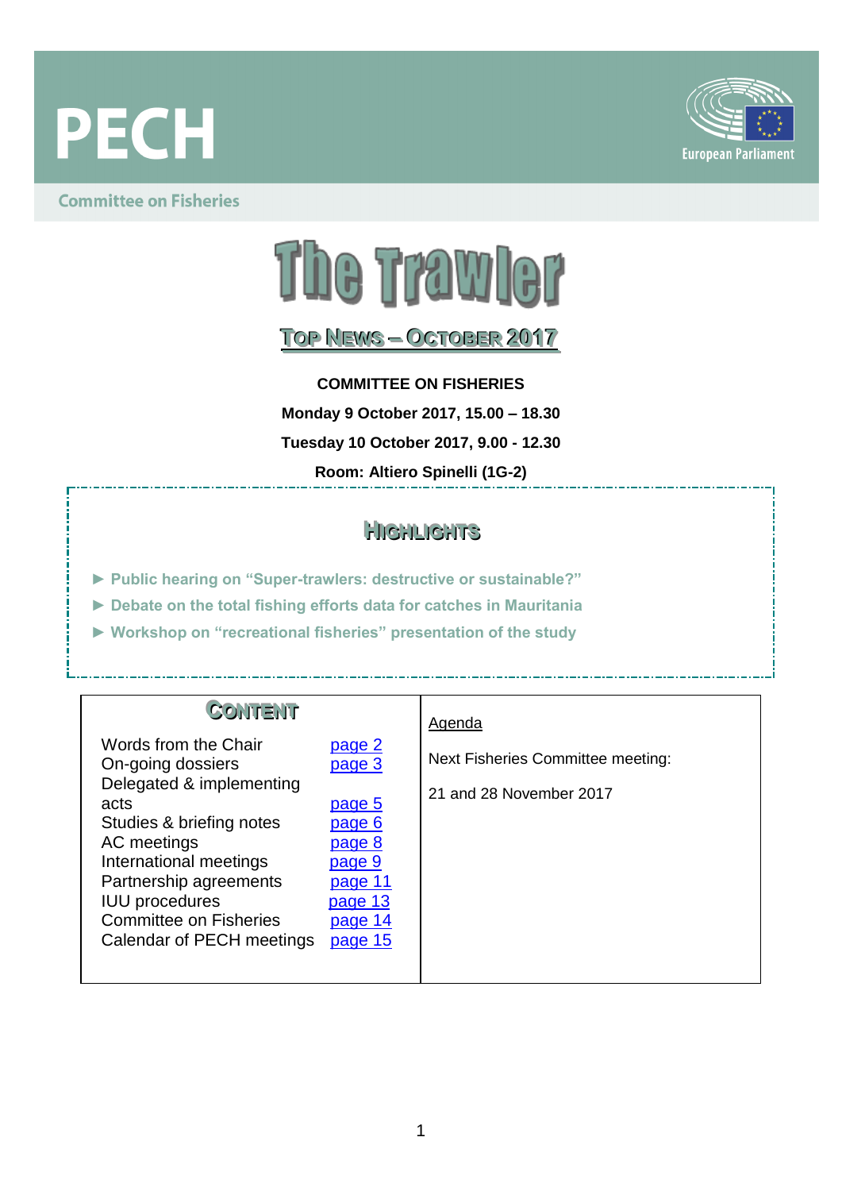# PECH

European Parliament

Committee on Fisheries

# The Trawler

## TOP NEWS – OCTOBER 2017

**COMMITTEE ON FISHERIES**

**Monday 9 October 2017, 15.00 – 18.30**

**Tuesday 10 October 2017, 9.00 - 12.30**

**Room: Altiero Spinelli (1G-2)**

### HIGHLIGHTS

- ► **Public hearing on "Super-trawlers: destructive or sustainable?"**
- ► **Debate on the total fishing efforts data for catches in Mauritania**
- ► **Workshop on "recreational fisheries" presentation of the study**

### CONTENT

| | |
|---|---|
| Words from the Chair | page 2 |
| On-going dossiers | page 3 |
| Delegated & implementing acts | page 5 |
| Studies & briefing notes | page 6 |
| AC meetings | page 8 |
| International meetings | page 9 |
| Partnership agreements | page 11 |
| IUU procedures | page 13 |
| Committee on Fisheries | page 14 |
| Calendar of PECH meetings | page 15 |

Agenda

Next Fisheries Committee meeting:

21 and 28 November 2017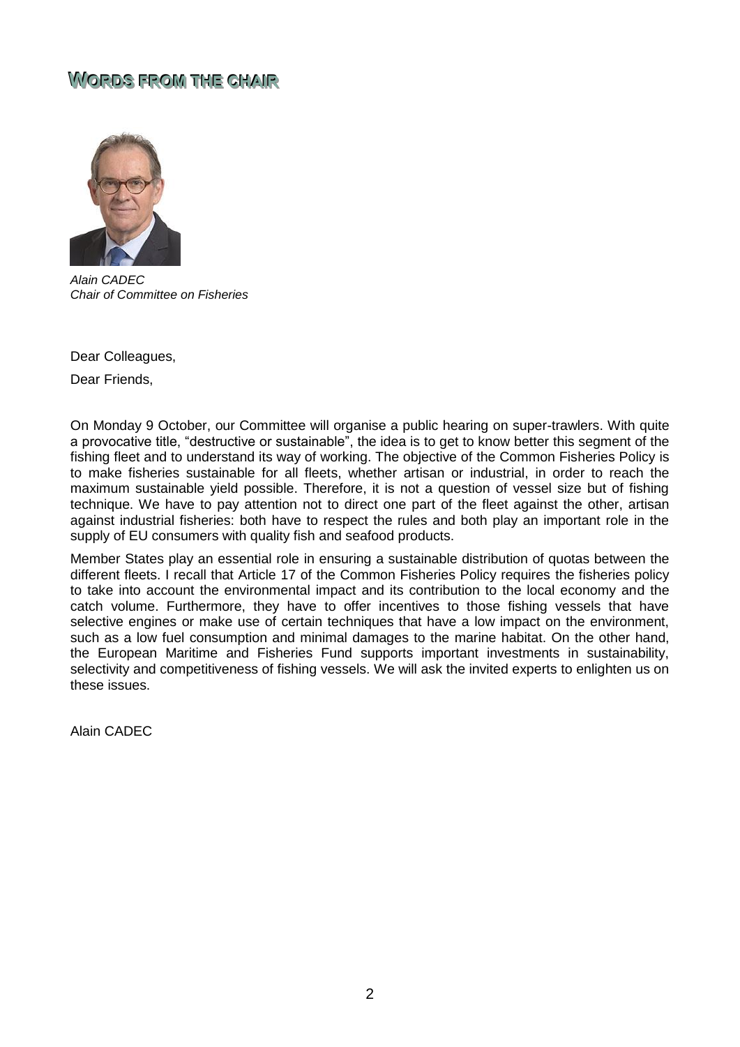## Words from the chair

*Alain CADEC*
*Chair of Committee on Fisheries*

Dear Colleagues,

Dear Friends,

On Monday 9 October, our Committee will organise a public hearing on super-trawlers. With quite a provocative title, "destructive or sustainable", the idea is to get to know better this segment of the fishing fleet and to understand its way of working. The objective of the Common Fisheries Policy is to make fisheries sustainable for all fleets, whether artisan or industrial, in order to reach the maximum sustainable yield possible. Therefore, it is not a question of vessel size but of fishing technique. We have to pay attention not to direct one part of the fleet against the other, artisan against industrial fisheries: both have to respect the rules and both play an important role in the supply of EU consumers with quality fish and seafood products.

Member States play an essential role in ensuring a sustainable distribution of quotas between the different fleets. I recall that Article 17 of the Common Fisheries Policy requires the fisheries policy to take into account the environmental impact and its contribution to the local economy and the catch volume. Furthermore, they have to offer incentives to those fishing vessels that have selective engines or make use of certain techniques that have a low impact on the environment, such as a low fuel consumption and minimal damages to the marine habitat. On the other hand, the European Maritime and Fisheries Fund supports important investments in sustainability, selectivity and competitiveness of fishing vessels. We will ask the invited experts to enlighten us on these issues.

Alain CADEC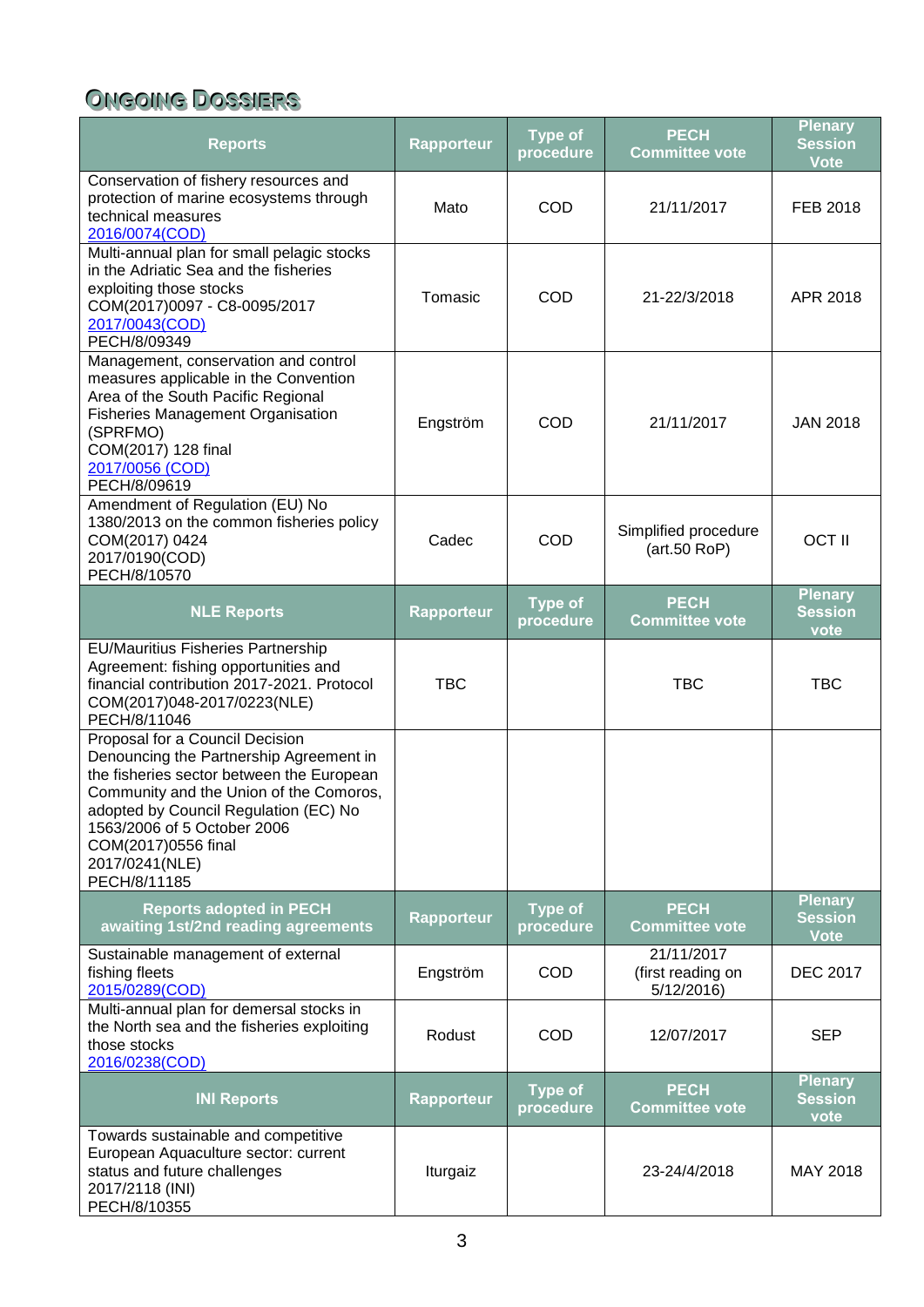## Ongoing Dossiers

| Reports | Rapporteur | Type of procedure | PECH Committee vote | Plenary Session Vote |
|---|---|---|---|---|
| Conservation of fishery resources and protection of marine ecosystems through technical measures 2016/0074(COD) | Mato | COD | 21/11/2017 | FEB 2018 |
| Multi-annual plan for small pelagic stocks in the Adriatic Sea and the fisheries exploiting those stocks COM(2017)0097 - C8-0095/2017 2017/0043(COD) PECH/8/09349 | Tomasic | COD | 21-22/3/2018 | APR 2018 |
| Management, conservation and control measures applicable in the Convention Area of the South Pacific Regional Fisheries Management Organisation (SPRFMO) COM(2017) 128 final 2017/0056 (COD) PECH/8/09619 | Engström | COD | 21/11/2017 | JAN 2018 |
| Amendment of Regulation (EU) No 1380/2013 on the common fisheries policy COM(2017) 0424 2017/0190(COD) PECH/8/10570 | Cadec | COD | Simplified procedure (art.50 RoP) | OCT II |
| **NLE Reports** | **Rapporteur** | **Type of procedure** | **PECH Committee vote** | **Plenary Session vote** |
| EU/Mauritius Fisheries Partnership Agreement: fishing opportunities and financial contribution 2017-2021. Protocol COM(2017)048-2017/0223(NLE) PECH/8/11046 | TBC | | TBC | TBC |
| Proposal for a Council Decision Denouncing the Partnership Agreement in the fisheries sector between the European Community and the Union of the Comoros, adopted by Council Regulation (EC) No 1563/2006 of 5 October 2006 COM(2017)0556 final 2017/0241(NLE) PECH/8/11185 | | | | |
| **Reports adopted in PECH awaiting 1st/2nd reading agreements** | **Rapporteur** | **Type of procedure** | **PECH Committee vote** | **Plenary Session Vote** |
| Sustainable management of external fishing fleets 2015/0289(COD) | Engström | COD | 21/11/2017 (first reading on 5/12/2016) | DEC 2017 |
| Multi-annual plan for demersal stocks in the North sea and the fisheries exploiting those stocks 2016/0238(COD) | Rodust | COD | 12/07/2017 | SEP |
| **INI Reports** | **Rapporteur** | **Type of procedure** | **PECH Committee vote** | **Plenary Session vote** |
| Towards sustainable and competitive European Aquaculture sector: current status and future challenges 2017/2118 (INI) PECH/8/10355 | Iturgaiz | | 23-24/4/2018 | MAY 2018 |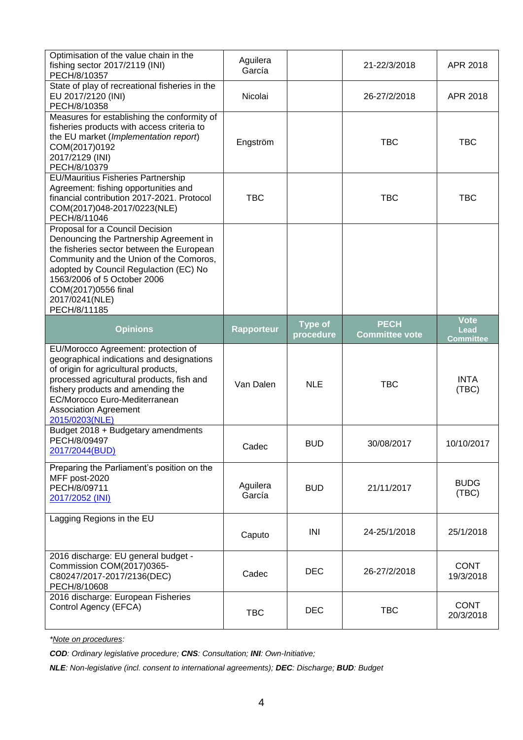| | | | | |
|---|---|---|---|---|
| Optimisation of the value chain in the fishing sector 2017/2119 (INI) PECH/8/10357 | Aguilera García | | 21-22/3/2018 | APR 2018 |
| State of play of recreational fisheries in the EU 2017/2120 (INI) PECH/8/10358 | Nicolai | | 26-27/2/2018 | APR 2018 |
| Measures for establishing the conformity of fisheries products with access criteria to the EU market (*Implementation report*) COM(2017)0192 2017/2129 (INI) PECH/8/10379 | Engström | | TBC | TBC |
| EU/Mauritius Fisheries Partnership Agreement: fishing opportunities and financial contribution 2017-2021. Protocol COM(2017)048-2017/0223(NLE) PECH/8/11046 | TBC | | TBC | TBC |
| Proposal for a Council Decision Denouncing the Partnership Agreement in the fisheries sector between the European Community and the Union of the Comoros, adopted by Council Regulation (EC) No 1563/2006 of 5 October 2006 COM(2017)0556 final 2017/0241(NLE) PECH/8/11185 | | | | |
| **Opinions** | **Rapporteur** | **Type of procedure** | **PECH Committee vote** | **Vote Lead Committee** |
| EU/Morocco Agreement: protection of geographical indications and designations of origin for agricultural products, processed agricultural products, fish and fishery products and amending the EC/Morocco Euro-Mediterranean Association Agreement 2015/0203(NLE) | Van Dalen | NLE | TBC | INTA (TBC) |
| Budget 2018 + Budgetary amendments PECH/8/09497 2017/2044(BUD) | Cadec | BUD | 30/08/2017 | 10/10/2017 |
| Preparing the Parliament's position on the MFF post-2020 PECH/8/09711 2017/2052 (INI) | Aguilera García | BUD | 21/11/2017 | BUDG (TBC) |
| Lagging Regions in the EU | Caputo | INI | 24-25/1/2018 | 25/1/2018 |
| 2016 discharge: EU general budget - Commission COM(2017)0365-C80247/2017-2017/2136(DEC) PECH/8/10608 | Cadec | DEC | 26-27/2/2018 | CONT 19/3/2018 |
| 2016 discharge: European Fisheries Control Agency (EFCA) | TBC | DEC | TBC | CONT 20/3/2018 |

*\*Note on procedures:*

***COD**: Ordinary legislative procedure; **CNS**: Consultation; **INI**: Own-Initiative;*

***NLE**: Non-legislative (incl. consent to international agreements); **DEC**: Discharge; **BUD**: Budget*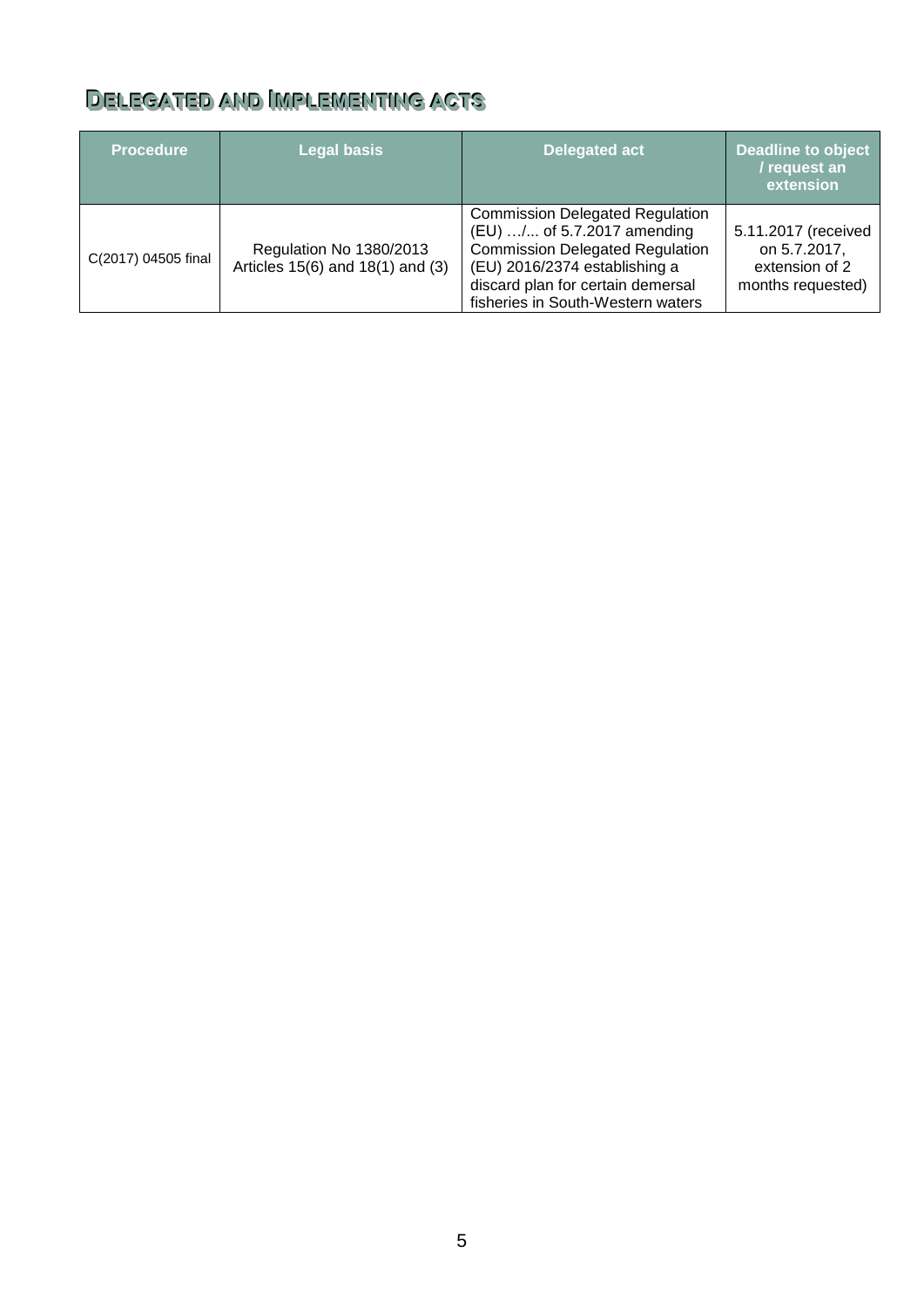## Delegated and Implementing acts

| Procedure | Legal basis | Delegated act | Deadline to object / request an extension |
|---|---|---|---|
| C(2017) 04505 final | Regulation No 1380/2013 Articles 15(6) and 18(1) and (3) | Commission Delegated Regulation (EU) …/... of 5.7.2017 amending Commission Delegated Regulation (EU) 2016/2374 establishing a discard plan for certain demersal fisheries in South-Western waters | 5.11.2017 (received on 5.7.2017, extension of 2 months requested) |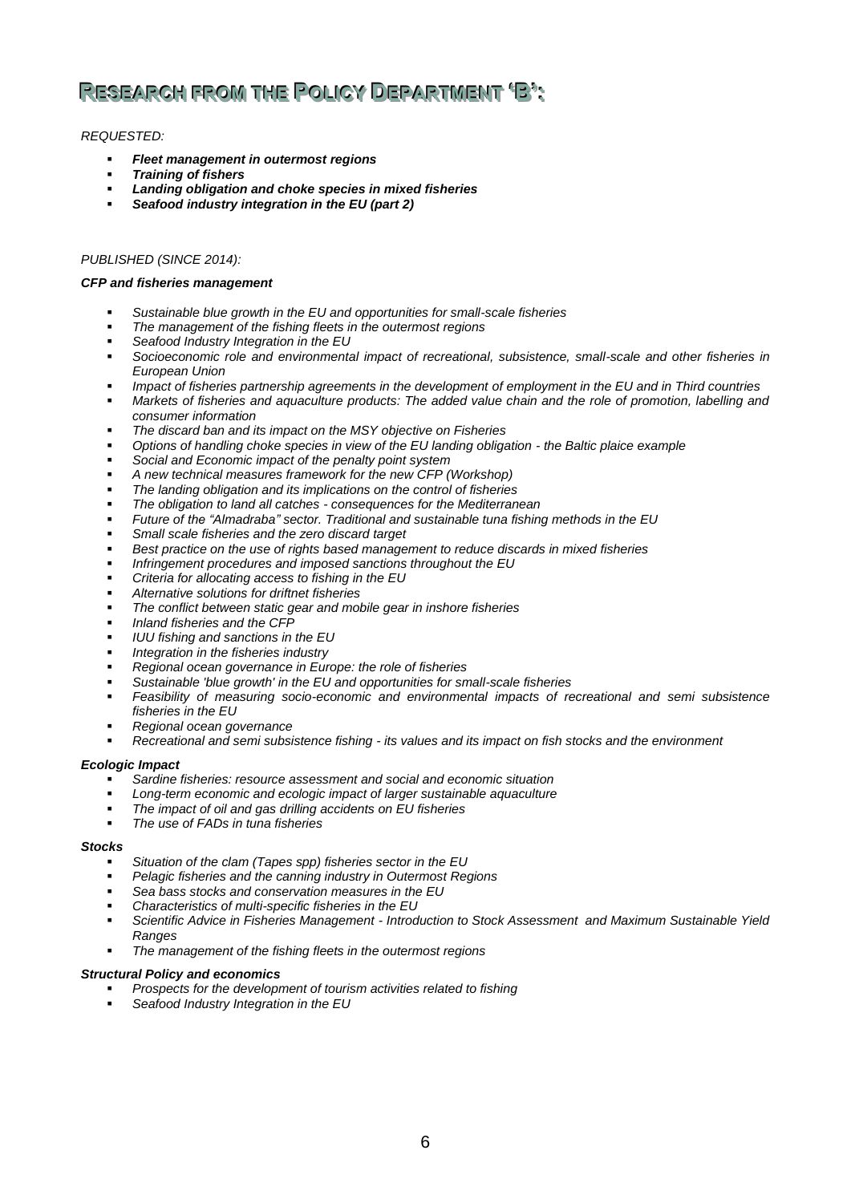# Research from the Policy Department 'B':

*REQUESTED:*

- ***Fleet management in outermost regions***
- ***Training of fishers***
- ***Landing obligation and choke species in mixed fisheries***
- ***Seafood industry integration in the EU (part 2)***

*PUBLISHED (SINCE 2014):*

***CFP and fisheries management***

- *Sustainable blue growth in the EU and opportunities for small-scale fisheries*
- *The management of the fishing fleets in the outermost regions*
- *Seafood Industry Integration in the EU*
- *Socioeconomic role and environmental impact of recreational, subsistence, small-scale and other fisheries in European Union*
- *Impact of fisheries partnership agreements in the development of employment in the EU and in Third countries*
- *Markets of fisheries and aquaculture products: The added value chain and the role of promotion, labelling and consumer information*
- *The discard ban and its impact on the MSY objective on Fisheries*
- *Options of handling choke species in view of the EU landing obligation - the Baltic plaice example*
- *Social and Economic impact of the penalty point system*
- *A new technical measures framework for the new CFP (Workshop)*
- *The landing obligation and its implications on the control of fisheries*
- *The obligation to land all catches - consequences for the Mediterranean*
- *Future of the "Almadraba" sector. Traditional and sustainable tuna fishing methods in the EU*
- *Small scale fisheries and the zero discard target*
- *Best practice on the use of rights based management to reduce discards in mixed fisheries*
- *Infringement procedures and imposed sanctions throughout the EU*
- *Criteria for allocating access to fishing in the EU*
- *Alternative solutions for driftnet fisheries*
- *The conflict between static gear and mobile gear in inshore fisheries*
- *Inland fisheries and the CFP*
- *IUU fishing and sanctions in the EU*
- *Integration in the fisheries industry*
- *Regional ocean governance in Europe: the role of fisheries*
- *Sustainable 'blue growth' in the EU and opportunities for small-scale fisheries*
- *Feasibility of measuring socio-economic and environmental impacts of recreational and semi subsistence fisheries in the EU*
- *Regional ocean governance*
- *Recreational and semi subsistence fishing - its values and its impact on fish stocks and the environment*

***Ecologic Impact***

- *Sardine fisheries: resource assessment and social and economic situation*
- *Long-term economic and ecologic impact of larger sustainable aquaculture*
- *The impact of oil and gas drilling accidents on EU fisheries*
- *The use of FADs in tuna fisheries*

***Stocks***

- *Situation of the clam (Tapes spp) fisheries sector in the EU*
- *Pelagic fisheries and the canning industry in Outermost Regions*
- *Sea bass stocks and conservation measures in the EU*
- *Characteristics of multi-specific fisheries in the EU*
- *Scientific Advice in Fisheries Management - Introduction to Stock Assessment and Maximum Sustainable Yield Ranges*
- *The management of the fishing fleets in the outermost regions*

***Structural Policy and economics***

- *Prospects for the development of tourism activities related to fishing*
- *Seafood Industry Integration in the EU*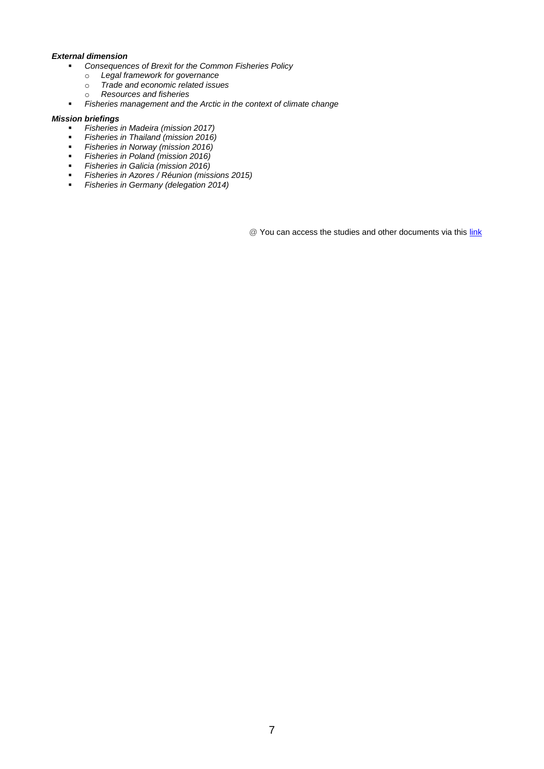***External dimension***

- *Consequences of Brexit for the Common Fisheries Policy*
  - *Legal framework for governance*
  - *Trade and economic related issues*
  - *Resources and fisheries*
- *Fisheries management and the Arctic in the context of climate change*

***Mission briefings***

- *Fisheries in Madeira (mission 2017)*
- *Fisheries in Thailand (mission 2016)*
- *Fisheries in Norway (mission 2016)*
- *Fisheries in Poland (mission 2016)*
- *Fisheries in Galicia (mission 2016)*
- *Fisheries in Azores / Réunion (missions 2015)*
- *Fisheries in Germany (delegation 2014)*

@ You can access the studies and other documents via this link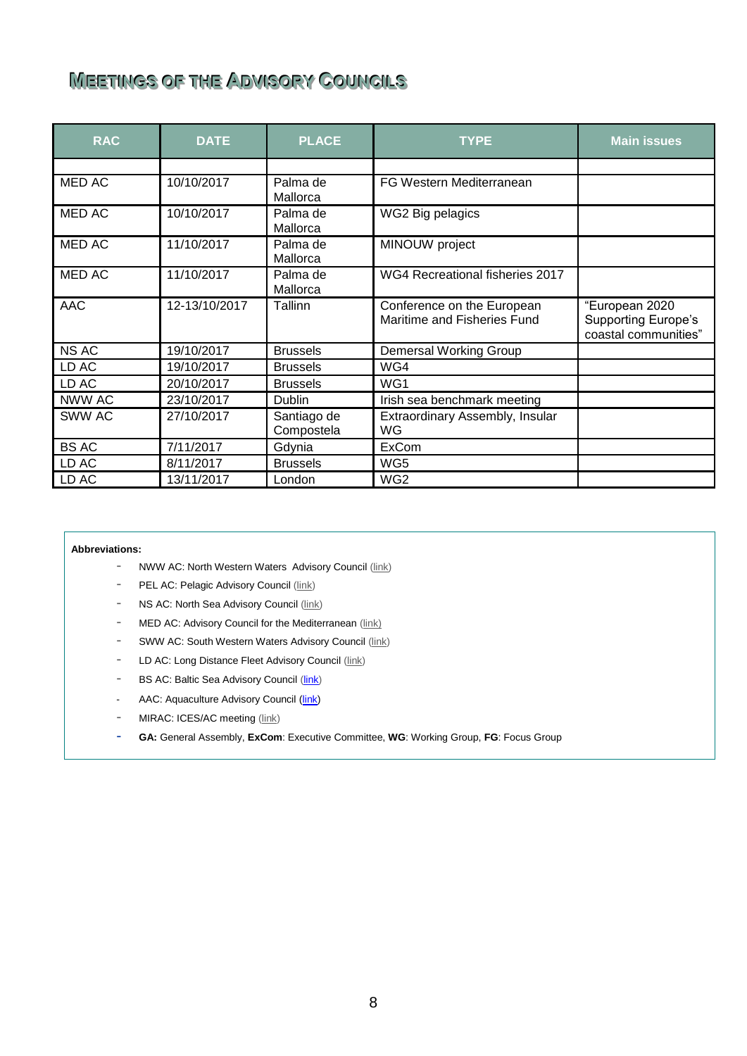# Meetings of the Advisory Councils

| RAC | DATE | PLACE | TYPE | Main issues |
|---|---|---|---|---|
| | | | | |
| MED AC | 10/10/2017 | Palma de Mallorca | FG Western Mediterranean | |
| MED AC | 10/10/2017 | Palma de Mallorca | WG2 Big pelagics | |
| MED AC | 11/10/2017 | Palma de Mallorca | MINOUW project | |
| MED AC | 11/10/2017 | Palma de Mallorca | WG4 Recreational fisheries 2017 | |
| AAC | 12-13/10/2017 | Tallinn | Conference on the European Maritime and Fisheries Fund | "European 2020 Supporting Europe's coastal communities" |
| NS AC | 19/10/2017 | Brussels | Demersal Working Group | |
| LD AC | 19/10/2017 | Brussels | WG4 | |
| LD AC | 20/10/2017 | Brussels | WG1 | |
| NWW AC | 23/10/2017 | Dublin | Irish sea benchmark meeting | |
| SWW AC | 27/10/2017 | Santiago de Compostela | Extraordinary Assembly, Insular WG | |
| BS AC | 7/11/2017 | Gdynia | ExCom | |
| LD AC | 8/11/2017 | Brussels | WG5 | |
| LD AC | 13/11/2017 | London | WG2 | |

**Abbreviations:**

- NWW AC: North Western Waters Advisory Council (link)
- PEL AC: Pelagic Advisory Council (link)
- NS AC: North Sea Advisory Council (link)
- MED AC: Advisory Council for the Mediterranean (link)
- SWW AC: South Western Waters Advisory Council (link)
- LD AC: Long Distance Fleet Advisory Council (link)
- BS AC: Baltic Sea Advisory Council (link)
- AAC: Aquaculture Advisory Council (link)
- MIRAC: ICES/AC meeting (link)
- **GA:** General Assembly, **ExCom**: Executive Committee, **WG**: Working Group, **FG**: Focus Group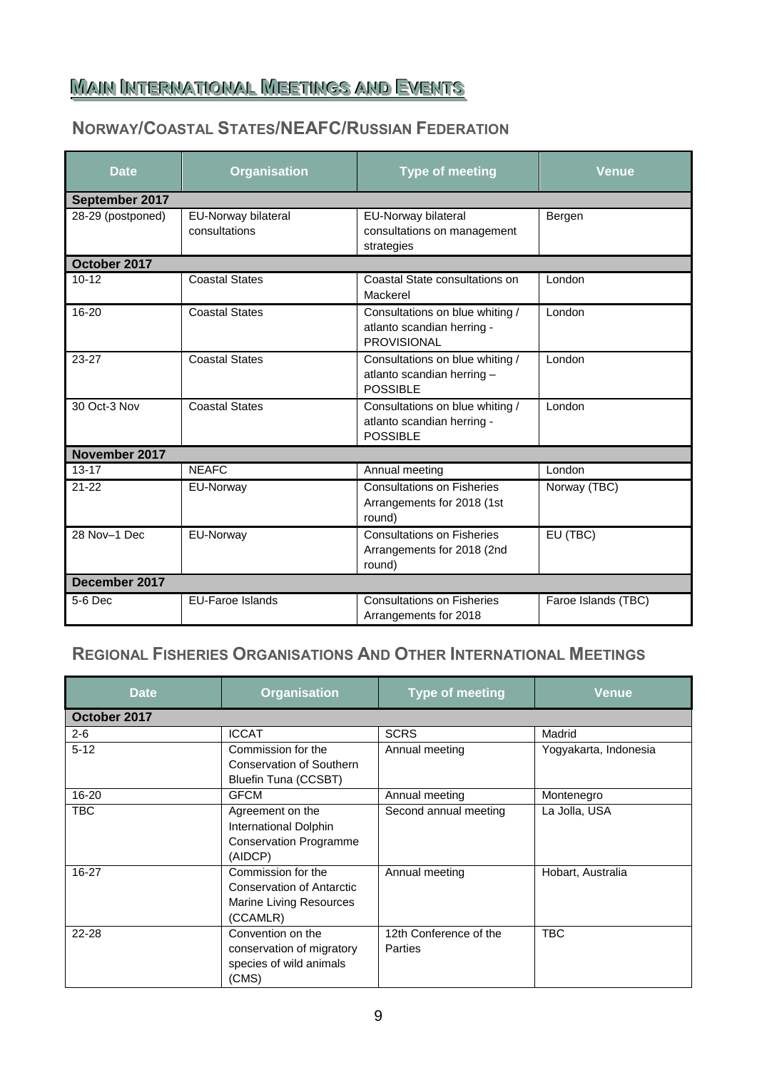# Main International Meetings and Events

## Norway/Coastal States/NEAFC/Russian Federation

| Date | Organisation | Type of meeting | Venue |
|---|---|---|---|
| **September 2017** | | | |
| 28-29 (postponed) | EU-Norway bilateral consultations | EU-Norway bilateral consultations on management strategies | Bergen |
| **October 2017** | | | |
| 10-12 | Coastal States | Coastal State consultations on Mackerel | London |
| 16-20 | Coastal States | Consultations on blue whiting / atlanto scandian herring - PROVISIONAL | London |
| 23-27 | Coastal States | Consultations on blue whiting / atlanto scandian herring – POSSIBLE | London |
| 30 Oct-3 Nov | Coastal States | Consultations on blue whiting / atlanto scandian herring - POSSIBLE | London |
| **November 2017** | | | |
| 13-17 | NEAFC | Annual meeting | London |
| 21-22 | EU-Norway | Consultations on Fisheries Arrangements for 2018 (1st round) | Norway (TBC) |
| 28 Nov–1 Dec | EU-Norway | Consultations on Fisheries Arrangements for 2018 (2nd round) | EU (TBC) |
| **December 2017** | | | |
| 5-6 Dec | EU-Faroe Islands | Consultations on Fisheries Arrangements for 2018 | Faroe Islands (TBC) |

## Regional Fisheries Organisations And Other International Meetings

| Date | Organisation | Type of meeting | Venue |
|---|---|---|---|
| **October 2017** | | | |
| 2-6 | ICCAT | SCRS | Madrid |
| 5-12 | Commission for the Conservation of Southern Bluefin Tuna (CCSBT) | Annual meeting | Yogyakarta, Indonesia |
| 16-20 | GFCM | Annual meeting | Montenegro |
| TBC | Agreement on the International Dolphin Conservation Programme (AIDCP) | Second annual meeting | La Jolla, USA |
| 16-27 | Commission for the Conservation of Antarctic Marine Living Resources (CCAMLR) | Annual meeting | Hobart, Australia |
| 22-28 | Convention on the conservation of migratory species of wild animals (CMS) | 12th Conference of the Parties | TBC |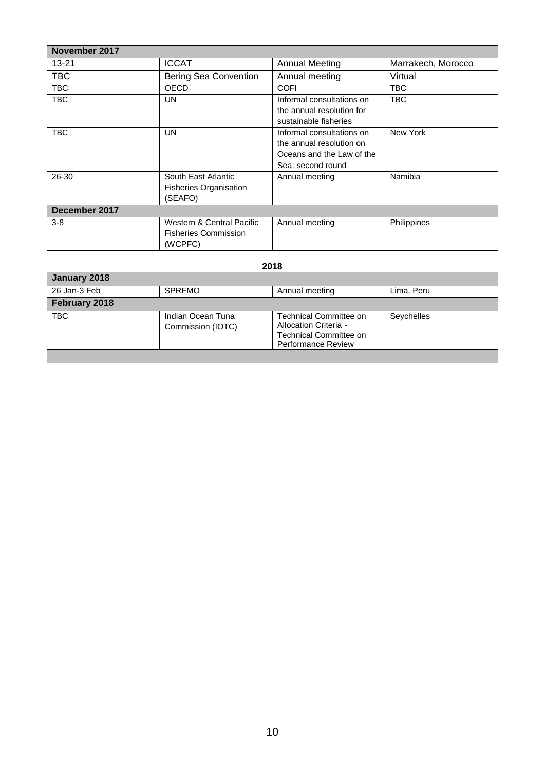| November 2017 | | | |
|---|---|---|---|
| 13-21 | ICCAT | Annual Meeting | Marrakech, Morocco |
| TBC | Bering Sea Convention | Annual meeting | Virtual |
| TBC | OECD | COFI | TBC |
| TBC | UN | Informal consultations on the annual resolution for sustainable fisheries | TBC |
| TBC | UN | Informal consultations on the annual resolution on Oceans and the Law of the Sea: second round | New York |
| 26-30 | South East Atlantic Fisheries Organisation (SEAFO) | Annual meeting | Namibia |
| **December 2017** | | | |
| 3-8 | Western & Central Pacific Fisheries Commission (WCPFC) | Annual meeting | Philippines |
| **2018** | | | |
| **January 2018** | | | |
| 26 Jan-3 Feb | SPRFMO | Annual meeting | Lima, Peru |
| **February 2018** | | | |
| TBC | Indian Ocean Tuna Commission (IOTC) | Technical Committee on Allocation Criteria - Technical Committee on Performance Review | Seychelles |
| | | | |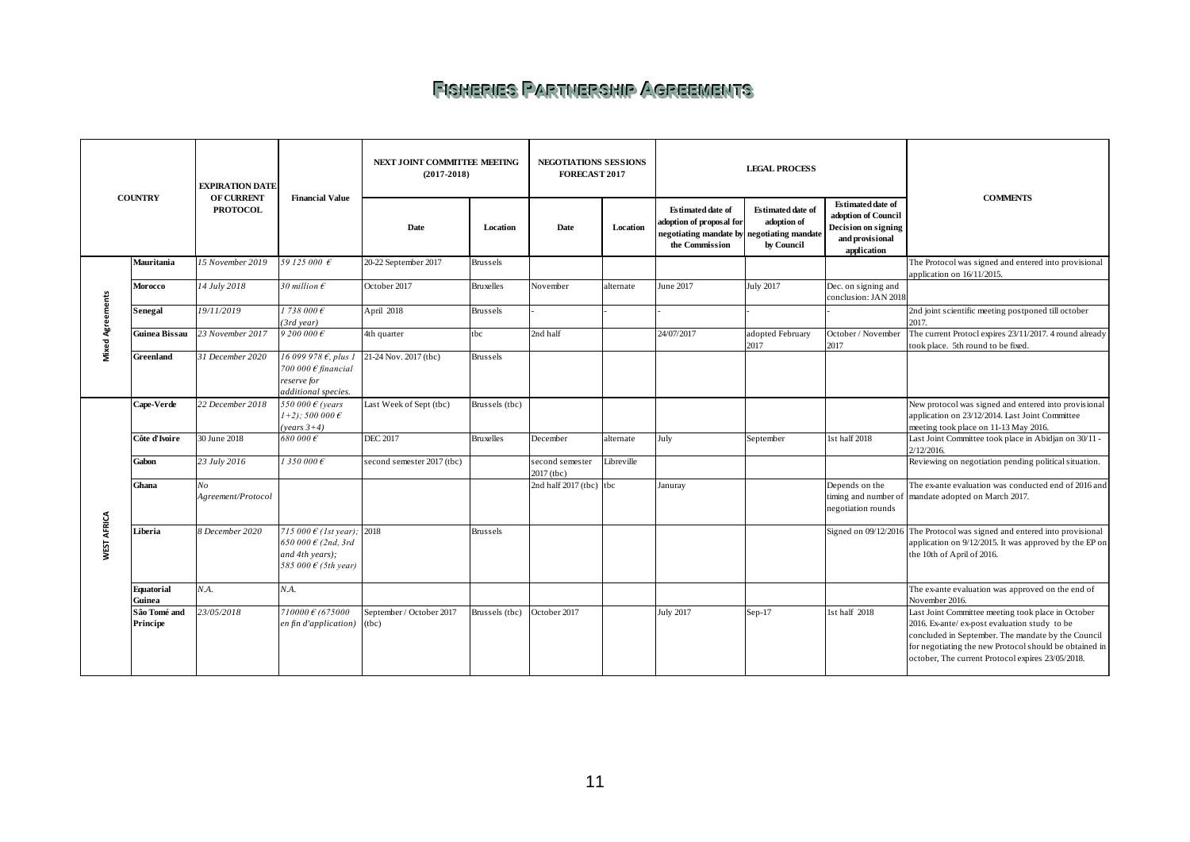# Fisheries Partnership Agreements

| | COUNTRY | EXPIRATION DATE OF CURRENT PROTOCOL | Financial Value | NEXT JOINT COMMITTEE MEETING (2017-2018) | | NEGOTIATIONS SESSIONS FORECAST 2017 | | LEGAL PROCESS | | | COMMENTS |
|---|---|---|---|---|---|---|---|---|---|---|---|
| | | | | Date | Location | Date | Location | Estimated date of adoption of proposal for negotiating mandate by the Commission | Estimated date of adoption of negotiating mandate by Council | Estimated date of adoption of Council Decision on signing and provisional application | |
| Mixed Agreements | **Mauritania** | *15 November 2019* | *59 125 000 €* | 20-22 September 2017 | Brussels | | | | | | The Protocol was signed and entered into provisional application on 16/11/2015. |
| | **Morocco** | *14 July 2018* | *30 million €* | October 2017 | Bruxelles | November | alternate | June 2017 | July 2017 | Dec. on signing and conclusion: JAN 2018 | |
| | **Senegal** | *19/11/2019* | *1 738 000 € (3rd year)* | April 2018 | Brussels | - | - | - | - | - | 2nd joint scientific meeting postponed till october 2017. |
| | **Guinea Bissau** | *23 November 2017* | *9 200 000 €* | 4th quarter | tbc | 2nd half | | 24/07/2017 | adopted February 2017 | October / November 2017 | The current Protocl expires 23/11/2017. 4 round already took place. 5th round to be fixed. |
| | **Greenland** | *31 December 2020* | *16 099 978 €, plus 1 700 000 € financial reserve for additional species.* | 21-24 Nov. 2017 (tbc) | Brussels | | | | | | |
| WEST AFRICA | **Cape-Verde** | *22 December 2018* | *550 000 € (years 1+2); 500 000 € (years 3+4)* | Last Week of Sept (tbc) | Brussels (tbc) | | | | | | New protocol was signed and entered into provisional application on 23/12/2014. Last Joint Committee meeting took place on 11-13 May 2016. |
| | **Côte d'Ivoire** | 30 June 2018 | *680 000 €* | DEC 2017 | Bruxelles | December | alternate | July | September | 1st half 2018 | Last Joint Committee took place in Abidjan on 30/11 - 2/12/2016. |
| | **Gabon** | *23 July 2016* | *1 350 000 €* | second semester 2017 (tbc) | | second semester 2017 (tbc) | Libreville | | | | Reviewing on negotiation pending political situation. |
| | **Ghana** | *No Agreement/Protocol* | | | | 2nd half 2017 (tbc) | tbc | Januray | | Depends on the timing and number of negotiation rounds | The ex-ante evaluation was conducted end of 2016 and mandate adopted on March 2017. |
| | **Liberia** | *8 December 2020* | *715 000 € (1st year); 650 000 € (2nd, 3rd and 4th years); 585 000 € (5th year)* | 2018 | Brussels | | | | | Signed on 09/12/2016 | The Protocol was signed and entered into provisional application on 9/12/2015. It was approved by the EP on the 10th of April of 2016. |
| | **Equatorial Guinea** | *N.A.* | *N.A.* | | | | | | | | The ex-ante evaluation was approved on the end of November 2016. |
| | **São Tomé and Principe** | *23/05/2018* | *710000 € (675000 en fin d'application)* | September / October 2017 (tbc) | Brussels (tbc) | October 2017 | | July 2017 | Sep-17 | 1st half 2018 | Last Joint Committee meeting took place in October 2016. Ex-ante/ ex-post evaluation study to be concluded in September. The mandate by the Council for negotiating the new Protocol should be obtained in october, The current Protocol expires 23/05/2018. |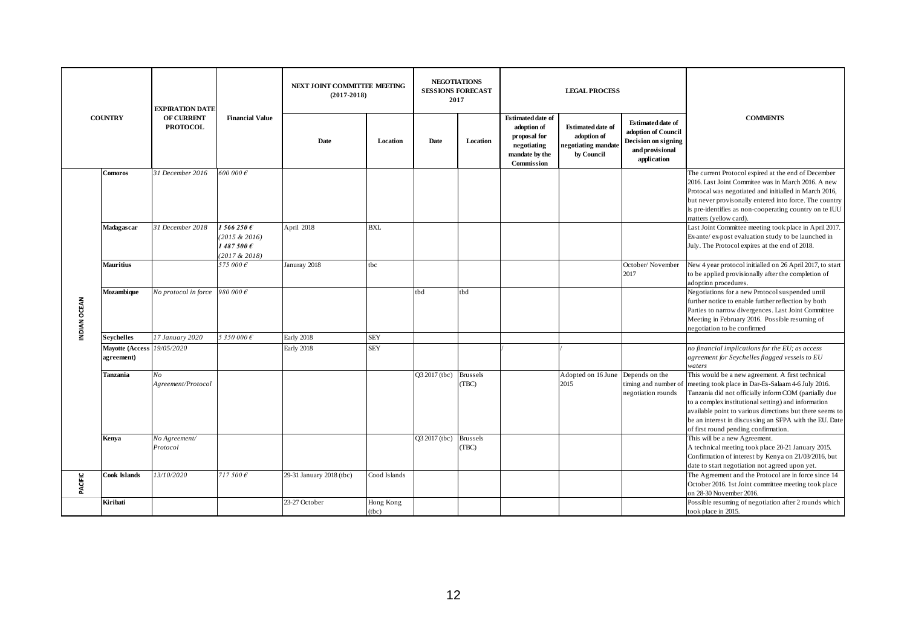| | COUNTRY | EXPIRATION DATE OF CURRENT PROTOCOL | Financial Value | NEXT JOINT COMMITTEE MEETING (2017-2018) | | NEGOTIATIONS SESSIONS FORECAST 2017 | | LEGAL PROCESS | | | COMMENTS |
|---|---|---|---|---|---|---|---|---|---|---|---|
| | | | | Date | Location | Date | Location | Estimated date of adoption of proposal for negotiating mandate by the Commission | Estimated date of adoption of negotiating mandate by Council | Estimated date of adoption of Council Decision on signing and provisional application | |
| INDIAN OCEAN | **Comoros** | *31 December 2016* | *600 000 €* | | | | | | | | The current Protocol expired at the end of December 2016. Last Joint Commitee was in March 2016. A new Protocal was negotiated and initialled in March 2016, but never provisonally entered into force. The country is pre-identifies as non-cooperating country on te IUU matters (yellow card). |
| | **Madagascar** | *31 December 2018* | ***1 566 250 €*** *(2015 & 2016)* ***1 487 500 €*** *(2017 & 2018)* | April 2018 | BXL | | | | | | Last Joint Committee meeting took place in April 2017. Ex-ante/ ex-post evaluation study to be launched in July. The Protocol expires at the end of 2018. |
| | **Mauritius** | | *575 000 €* | Januray 2018 | tbc | | | | | October/ November 2017 | New 4 year protocol initialled on 26 April 2017, to start to be applied provisionally after the completion of adoption procedures. |
| | **Mozambique** | *No protocol in force* | *980 000 €* | | | tbd | tbd | | | | Negotiations for a new Protocol suspended until further notice to enable further reflection by both Parties to narrow divergences. Last Joint Committee Meeting in February 2016. Possible resuming of negotiation to be confirmed |
| | **Seychelles** | *17 January 2020* | *5 350 000 €* | Early 2018 | SEY | | | | | | |
| | **Mayotte (Access agreement)** | *19/05/2020* | | Early 2018 | SEY | | | / | / | | *no financial implications for the EU; as access agreement for Seychelles flagged vessels to EU waters* |
| | **Tanzania** | *No Agreement/Protocol* | | | | Q3 2017 (tbc) | Brussels (TBC) | | Adopted on 16 June 2015 | Depends on the timing and number of negotiation rounds | This would be a new agreement. A first technical meeting took place in Dar-Es-Salaam 4-6 July 2016. Tanzania did not officially inform COM (partially due to a complex institutional setting) and information available point to various directions but there seems to be an interest in discussing an SFPA with the EU. Date of first round pending confirmation. |
| | **Kenya** | *No Agreement/ Protocol* | | | | Q3 2017 (tbc) | Brussels (TBC) | | | | This will be a new Agreement. A technical meeting took place 20-21 January 2015. Confirmation of interest by Kenya on 21/03/2016, but date to start negotiation not agreed upon yet. |
| PACIFIC | **Cook Islands** | *13/10/2020* | *717 500 €* | 29-31 January 2018 (tbc) | Cood Islands | | | | | | The Agreement and the Protocol are in force since 14 October 2016. 1st Joint committee meeting took place on 28-30 November 2016. |
| | **Kiribati** | | | 23-27 October | Hong Kong (tbc) | | | | | | Possible resuming of negotiation after 2 rounds which took place in 2015. |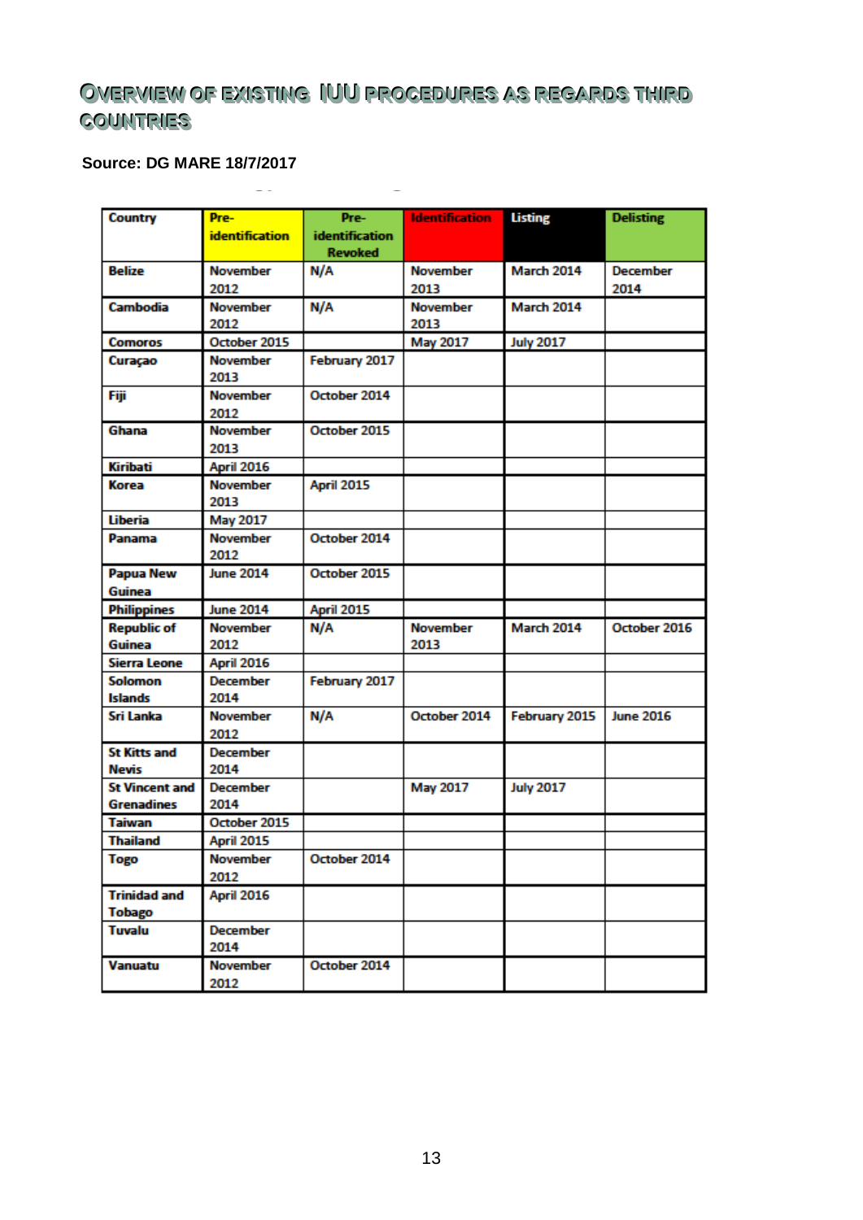## Overview of existing IUU procedures as regards third countries

**Source: DG MARE 18/7/2017**

| Country | Pre-identification | Pre-identification Revoked | Identification | Listing | Delisting |
|---|---|---|---|---|---|
| Belize | November 2012 | N/A | November 2013 | March 2014 | December 2014 |
| Cambodia | November 2012 | N/A | November 2013 | March 2014 | |
| Comoros | October 2015 | | May 2017 | July 2017 | |
| Curaçao | November 2013 | February 2017 | | | |
| Fiji | November 2012 | October 2014 | | | |
| Ghana | November 2013 | October 2015 | | | |
| Kiribati | April 2016 | | | | |
| Korea | November 2013 | April 2015 | | | |
| Liberia | May 2017 | | | | |
| Panama | November 2012 | October 2014 | | | |
| Papua New Guinea | June 2014 | October 2015 | | | |
| Philippines | June 2014 | April 2015 | | | |
| Republic of Guinea | November 2012 | N/A | November 2013 | March 2014 | October 2016 |
| Sierra Leone | April 2016 | | | | |
| Solomon Islands | December 2014 | February 2017 | | | |
| Sri Lanka | November 2012 | N/A | October 2014 | February 2015 | June 2016 |
| St Kitts and Nevis | December 2014 | | | | |
| St Vincent and Grenadines | December 2014 | | May 2017 | July 2017 | |
| Taiwan | October 2015 | | | | |
| Thailand | April 2015 | | | | |
| Togo | November 2012 | October 2014 | | | |
| Trinidad and Tobago | April 2016 | | | | |
| Tuvalu | December 2014 | | | | |
| Vanuatu | November 2012 | October 2014 | | | |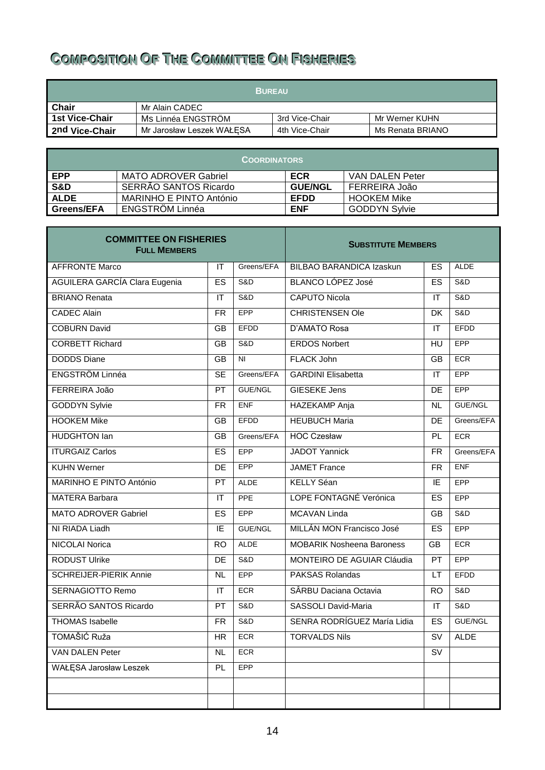# Composition Of The Committee On Fisheries

| Bureau | | | |
|---|---|---|---|
| **Chair** | Mr Alain CADEC | | |
| **1st Vice-Chair** | Ms Linnéa ENGSTRÖM | 3rd Vice-Chair | Mr Werner KUHN |
| **2nd Vice-Chair** | Mr Jarosław Leszek WAŁĘSA | 4th Vice-Chair | Ms Renata BRIANO |

| Coordinators | | | |
|---|---|---|---|
| **EPP** | MATO ADROVER Gabriel | **ECR** | VAN DALEN Peter |
| **S&D** | SERRÃO SANTOS Ricardo | **GUE/NGL** | FERREIRA João |
| **ALDE** | MARINHO E PINTO António | **EFDD** | HOOKEM Mike |
| **Greens/EFA** | ENGSTRÖM Linnéa | **ENF** | GODDYN Sylvie |

| **COMMITTEE ON FISHERIES Full Members** | | | **Substitute Members** | | |
|---|---|---|---|---|---|
| AFFRONTE Marco | IT | Greens/EFA | BILBAO BARANDICA Izaskun | ES | ALDE |
| AGUILERA GARCÍA Clara Eugenia | ES | S&D | BLANCO LÓPEZ José | ES | S&D |
| BRIANO Renata | IT | S&D | CAPUTO Nicola | IT | S&D |
| CADEC Alain | FR | EPP | CHRISTENSEN Ole | DK | S&D |
| COBURN David | GB | EFDD | D'AMATO Rosa | IT | EFDD |
| CORBETT Richard | GB | S&D | ERDOS Norbert | HU | EPP |
| DODDS Diane | GB | NI | FLACK John | GB | ECR |
| ENGSTRÖM Linnéa | SE | Greens/EFA | GARDINI Elisabetta | IT | EPP |
| FERREIRA João | PT | GUE/NGL | GIESEKE Jens | DE | EPP |
| GODDYN Sylvie | FR | ENF | HAZEKAMP Anja | NL | GUE/NGL |
| HOOKEM Mike | GB | EFDD | HEUBUCH Maria | DE | Greens/EFA |
| HUDGHTON Ian | GB | Greens/EFA | HOC Czesław | PL | ECR |
| ITURGAIZ Carlos | ES | EPP | JADOT Yannick | FR | Greens/EFA |
| KUHN Werner | DE | EPP | JAMET France | FR | ENF |
| MARINHO E PINTO António | PT | ALDE | KELLY Séan | IE | EPP |
| MATERA Barbara | IT | PPE | LOPE FONTAGNÉ Verónica | ES | EPP |
| MATO ADROVER Gabriel | ES | EPP | MCAVAN Linda | GB | S&D |
| NI RIADA Liadh | IE | GUE/NGL | MILLÁN MON Francisco José | ES | EPP |
| NICOLAI Norica | RO | ALDE | MOBARIK Nosheena Baroness | GB | ECR |
| RODUST Ulrike | DE | S&D | MONTEIRO DE AGUIAR Cláudia | PT | EPP |
| SCHREIJER-PIERIK Annie | NL | EPP | PAKSAS Rolandas | LT | EFDD |
| SERNAGIOTTO Remo | IT | ECR | SÂRBU Daciana Octavia | RO | S&D |
| SERRÃO SANTOS Ricardo | PT | S&D | SASSOLI David-Maria | IT | S&D |
| THOMAS Isabelle | FR | S&D | SENRA RODRÍGUEZ María Lidia | ES | GUE/NGL |
| TOMAŠIĆ Ruža | HR | ECR | TORVALDS Nils | SV | ALDE |
| VAN DALEN Peter | NL | ECR | | SV | |
| WAŁĘSA Jarosław Leszek | PL | EPP | | | |
| | | | | | |
| | | | | | |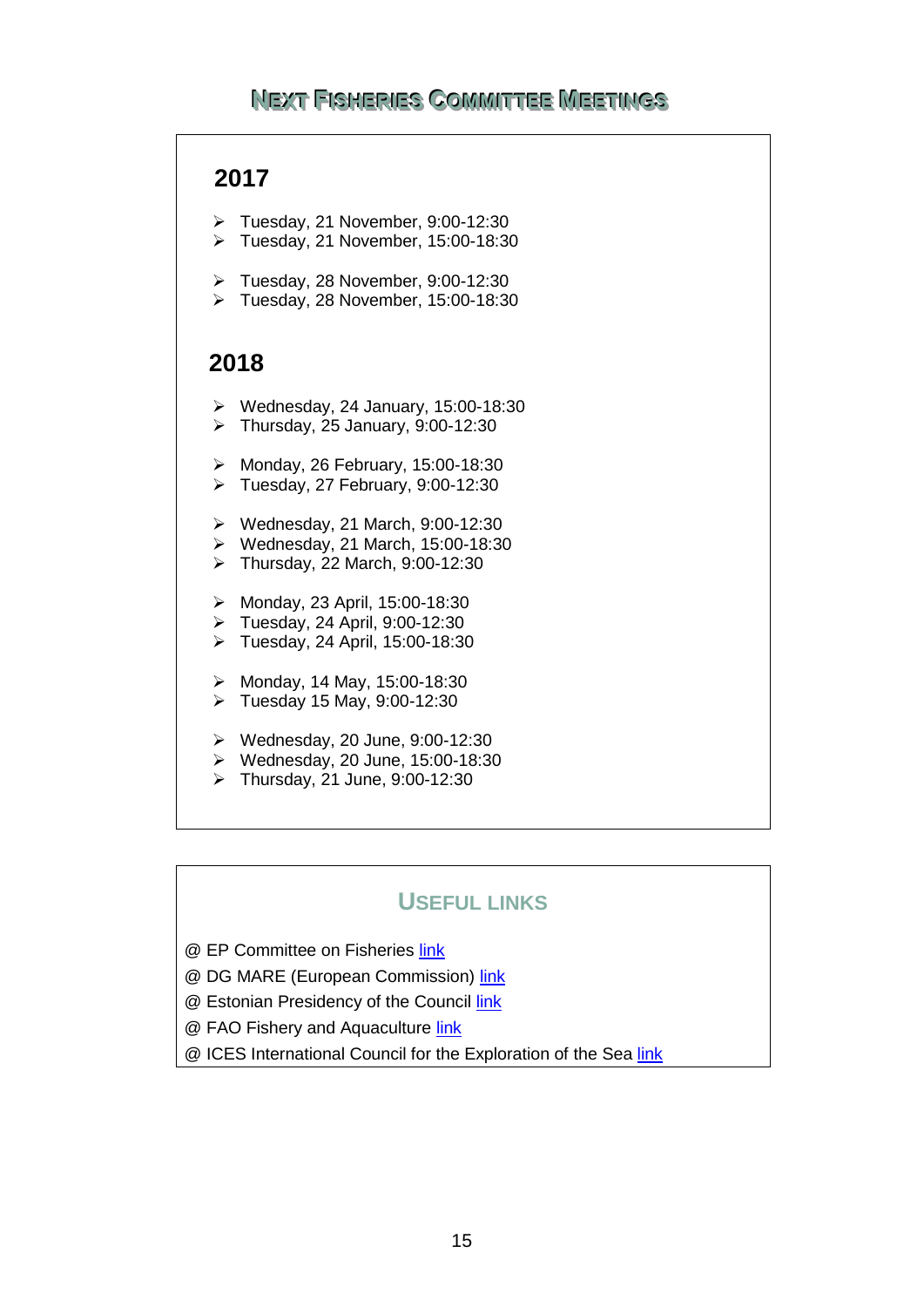# Next Fisheries Committee Meetings

## 2017

- Tuesday, 21 November, 9:00-12:30
- Tuesday, 21 November, 15:00-18:30

- Tuesday, 28 November, 9:00-12:30
- Tuesday, 28 November, 15:00-18:30

## 2018

- Wednesday, 24 January, 15:00-18:30
- Thursday, 25 January, 9:00-12:30

- Monday, 26 February, 15:00-18:30
- Tuesday, 27 February, 9:00-12:30

- Wednesday, 21 March, 9:00-12:30
- Wednesday, 21 March, 15:00-18:30
- Thursday, 22 March, 9:00-12:30

- Monday, 23 April, 15:00-18:30
- Tuesday, 24 April, 9:00-12:30
- Tuesday, 24 April, 15:00-18:30

- Monday, 14 May, 15:00-18:30
- Tuesday 15 May, 9:00-12:30

- Wednesday, 20 June, 9:00-12:30
- Wednesday, 20 June, 15:00-18:30
- Thursday, 21 June, 9:00-12:30

## Useful links

@ EP Committee on Fisheries link
@ DG MARE (European Commission) link
@ Estonian Presidency of the Council link
@ FAO Fishery and Aquaculture link
@ ICES International Council for the Exploration of the Sea link